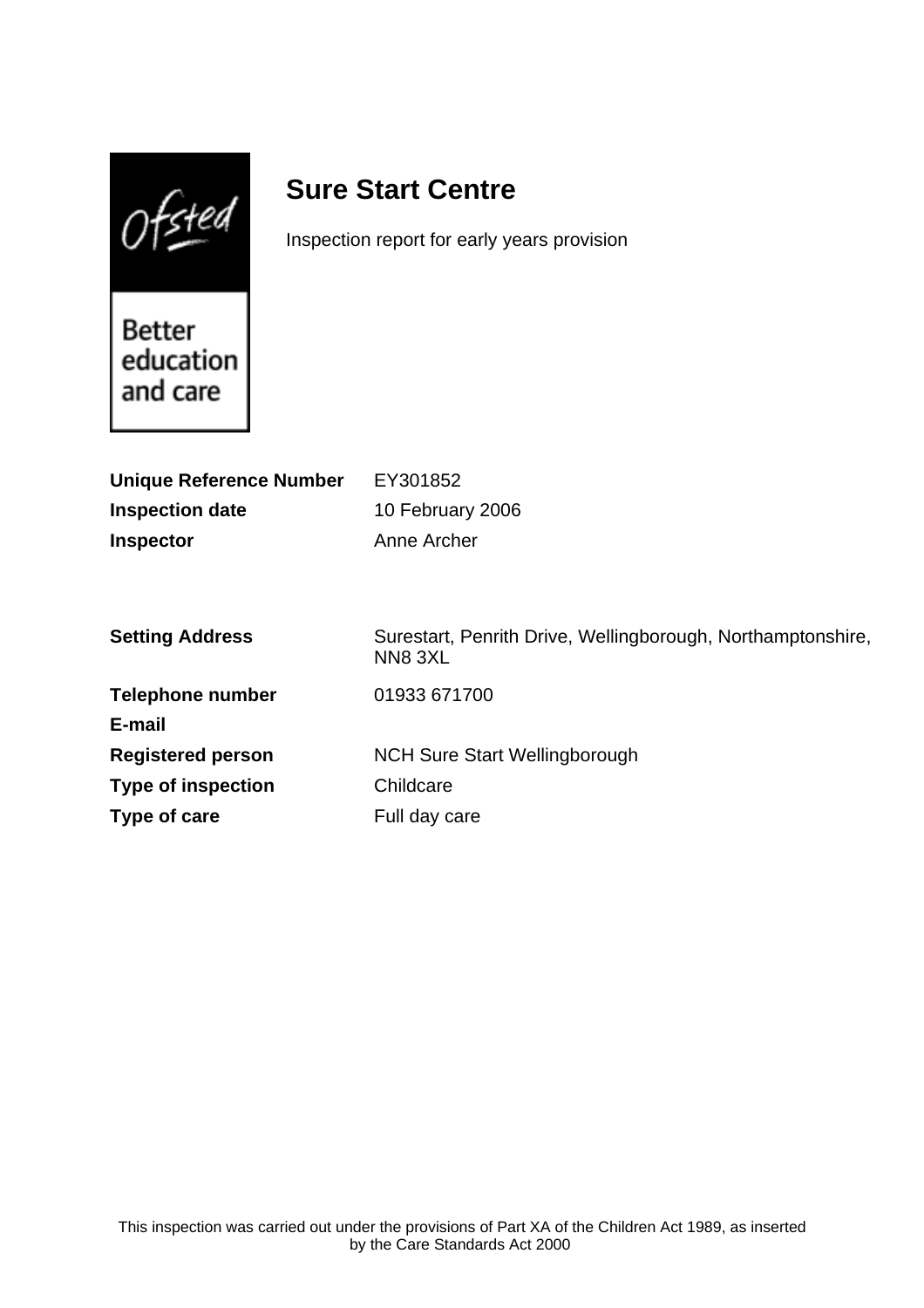# Sure Start Centre

Inspection report for early years provision

| | |
|---|---|
| **Unique Reference Number** | EY301852 |
| **Inspection date** | 10 February 2006 |
| **Inspector** | Anne Archer |

| | |
|---|---|
| **Setting Address** | Surestart, Penrith Drive, Wellingborough, Northamptonshire, NN8 3XL |
| **Telephone number** | 01933 671700 |
| **E-mail** | |
| **Registered person** | NCH Sure Start Wellingborough |
| **Type of inspection** | Childcare |
| **Type of care** | Full day care |

This inspection was carried out under the provisions of Part XA of the Children Act 1989, as inserted by the Care Standards Act 2000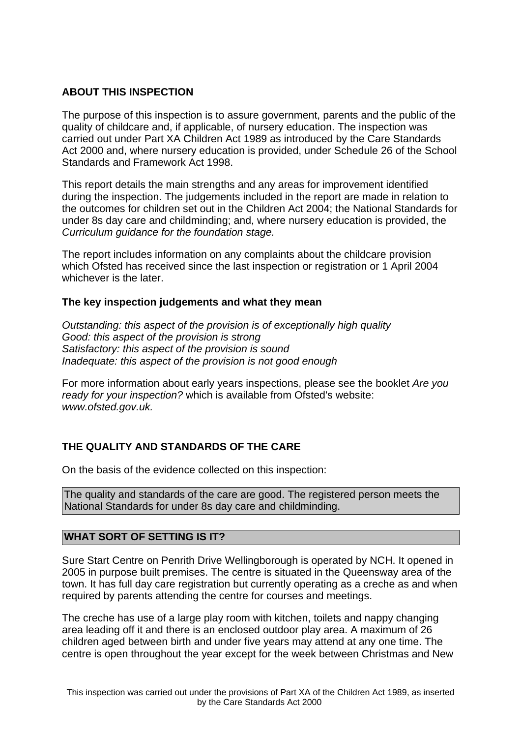## ABOUT THIS INSPECTION

The purpose of this inspection is to assure government, parents and the public of the quality of childcare and, if applicable, of nursery education. The inspection was carried out under Part XA Children Act 1989 as introduced by the Care Standards Act 2000 and, where nursery education is provided, under Schedule 26 of the School Standards and Framework Act 1998.

This report details the main strengths and any areas for improvement identified during the inspection. The judgements included in the report are made in relation to the outcomes for children set out in the Children Act 2004; the National Standards for under 8s day care and childminding; and, where nursery education is provided, the *Curriculum guidance for the foundation stage.*

The report includes information on any complaints about the childcare provision which Ofsted has received since the last inspection or registration or 1 April 2004 whichever is the later.

### The key inspection judgements and what they mean

*Outstanding: this aspect of the provision is of exceptionally high quality*
*Good: this aspect of the provision is strong*
*Satisfactory: this aspect of the provision is sound*
*Inadequate: this aspect of the provision is not good enough*

For more information about early years inspections, please see the booklet *Are you ready for your inspection?* which is available from Ofsted's website: *www.ofsted.gov.uk.*

## THE QUALITY AND STANDARDS OF THE CARE

On the basis of the evidence collected on this inspection:

The quality and standards of the care are good. The registered person meets the National Standards for under 8s day care and childminding.

## WHAT SORT OF SETTING IS IT?

Sure Start Centre on Penrith Drive Wellingborough is operated by NCH. It opened in 2005 in purpose built premises. The centre is situated in the Queensway area of the town. It has full day care registration but currently operating as a creche as and when required by parents attending the centre for courses and meetings.

The creche has use of a large play room with kitchen, toilets and nappy changing area leading off it and there is an enclosed outdoor play area. A maximum of 26 children aged between birth and under five years may attend at any one time. The centre is open throughout the year except for the week between Christmas and New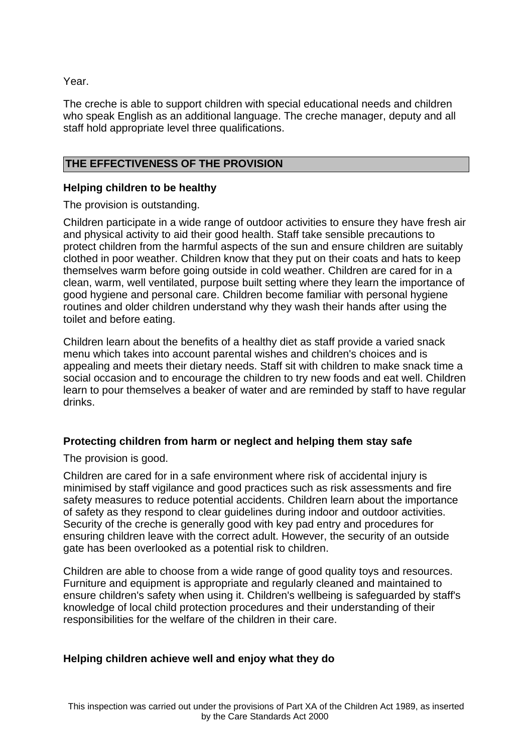Year.

The creche is able to support children with special educational needs and children who speak English as an additional language. The creche manager, deputy and all staff hold appropriate level three qualifications.

## THE EFFECTIVENESS OF THE PROVISION

### Helping children to be healthy

The provision is outstanding.

Children participate in a wide range of outdoor activities to ensure they have fresh air and physical activity to aid their good health. Staff take sensible precautions to protect children from the harmful aspects of the sun and ensure children are suitably clothed in poor weather. Children know that they put on their coats and hats to keep themselves warm before going outside in cold weather. Children are cared for in a clean, warm, well ventilated, purpose built setting where they learn the importance of good hygiene and personal care. Children become familiar with personal hygiene routines and older children understand why they wash their hands after using the toilet and before eating.

Children learn about the benefits of a healthy diet as staff provide a varied snack menu which takes into account parental wishes and children's choices and is appealing and meets their dietary needs. Staff sit with children to make snack time a social occasion and to encourage the children to try new foods and eat well. Children learn to pour themselves a beaker of water and are reminded by staff to have regular drinks.

### Protecting children from harm or neglect and helping them stay safe

The provision is good.

Children are cared for in a safe environment where risk of accidental injury is minimised by staff vigilance and good practices such as risk assessments and fire safety measures to reduce potential accidents. Children learn about the importance of safety as they respond to clear guidelines during indoor and outdoor activities. Security of the creche is generally good with key pad entry and procedures for ensuring children leave with the correct adult. However, the security of an outside gate has been overlooked as a potential risk to children.

Children are able to choose from a wide range of good quality toys and resources. Furniture and equipment is appropriate and regularly cleaned and maintained to ensure children's safety when using it. Children's wellbeing is safeguarded by staff's knowledge of local child protection procedures and their understanding of their responsibilities for the welfare of the children in their care.

### Helping children achieve well and enjoy what they do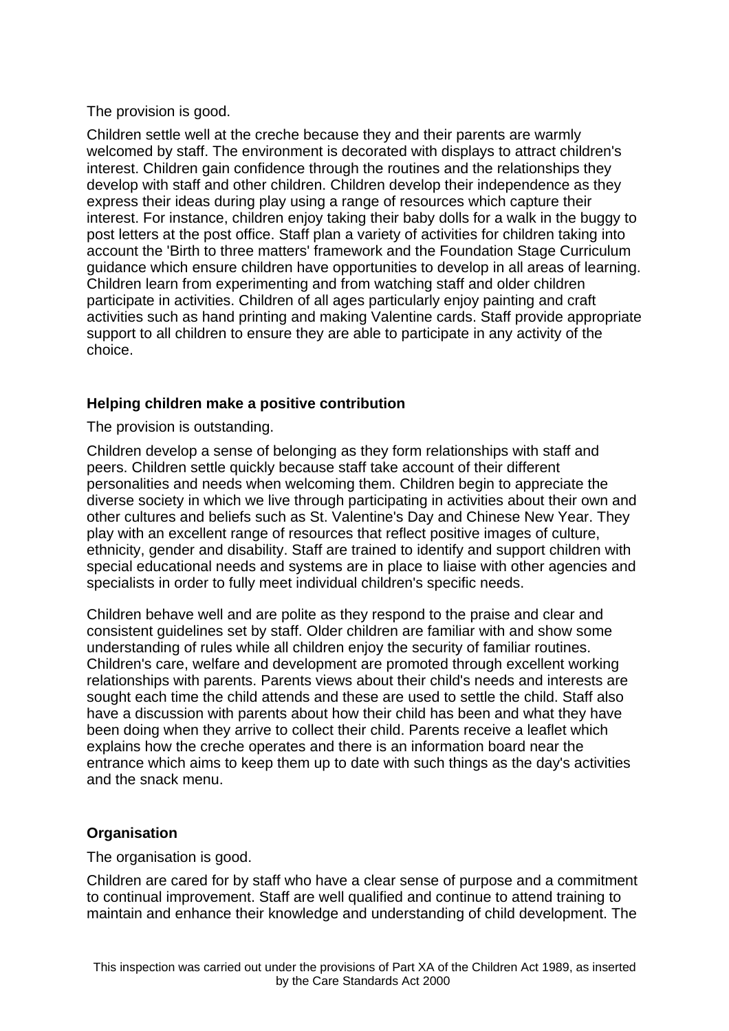The provision is good.

Children settle well at the creche because they and their parents are warmly welcomed by staff. The environment is decorated with displays to attract children's interest. Children gain confidence through the routines and the relationships they develop with staff and other children. Children develop their independence as they express their ideas during play using a range of resources which capture their interest. For instance, children enjoy taking their baby dolls for a walk in the buggy to post letters at the post office. Staff plan a variety of activities for children taking into account the 'Birth to three matters' framework and the Foundation Stage Curriculum guidance which ensure children have opportunities to develop in all areas of learning. Children learn from experimenting and from watching staff and older children participate in activities. Children of all ages particularly enjoy painting and craft activities such as hand printing and making Valentine cards. Staff provide appropriate support to all children to ensure they are able to participate in any activity of the choice.

### Helping children make a positive contribution

The provision is outstanding.

Children develop a sense of belonging as they form relationships with staff and peers. Children settle quickly because staff take account of their different personalities and needs when welcoming them. Children begin to appreciate the diverse society in which we live through participating in activities about their own and other cultures and beliefs such as St. Valentine's Day and Chinese New Year. They play with an excellent range of resources that reflect positive images of culture, ethnicity, gender and disability. Staff are trained to identify and support children with special educational needs and systems are in place to liaise with other agencies and specialists in order to fully meet individual children's specific needs.

Children behave well and are polite as they respond to the praise and clear and consistent guidelines set by staff. Older children are familiar with and show some understanding of rules while all children enjoy the security of familiar routines. Children's care, welfare and development are promoted through excellent working relationships with parents. Parents views about their child's needs and interests are sought each time the child attends and these are used to settle the child. Staff also have a discussion with parents about how their child has been and what they have been doing when they arrive to collect their child. Parents receive a leaflet which explains how the creche operates and there is an information board near the entrance which aims to keep them up to date with such things as the day's activities and the snack menu.

### Organisation

The organisation is good.

Children are cared for by staff who have a clear sense of purpose and a commitment to continual improvement. Staff are well qualified and continue to attend training to maintain and enhance their knowledge and understanding of child development. The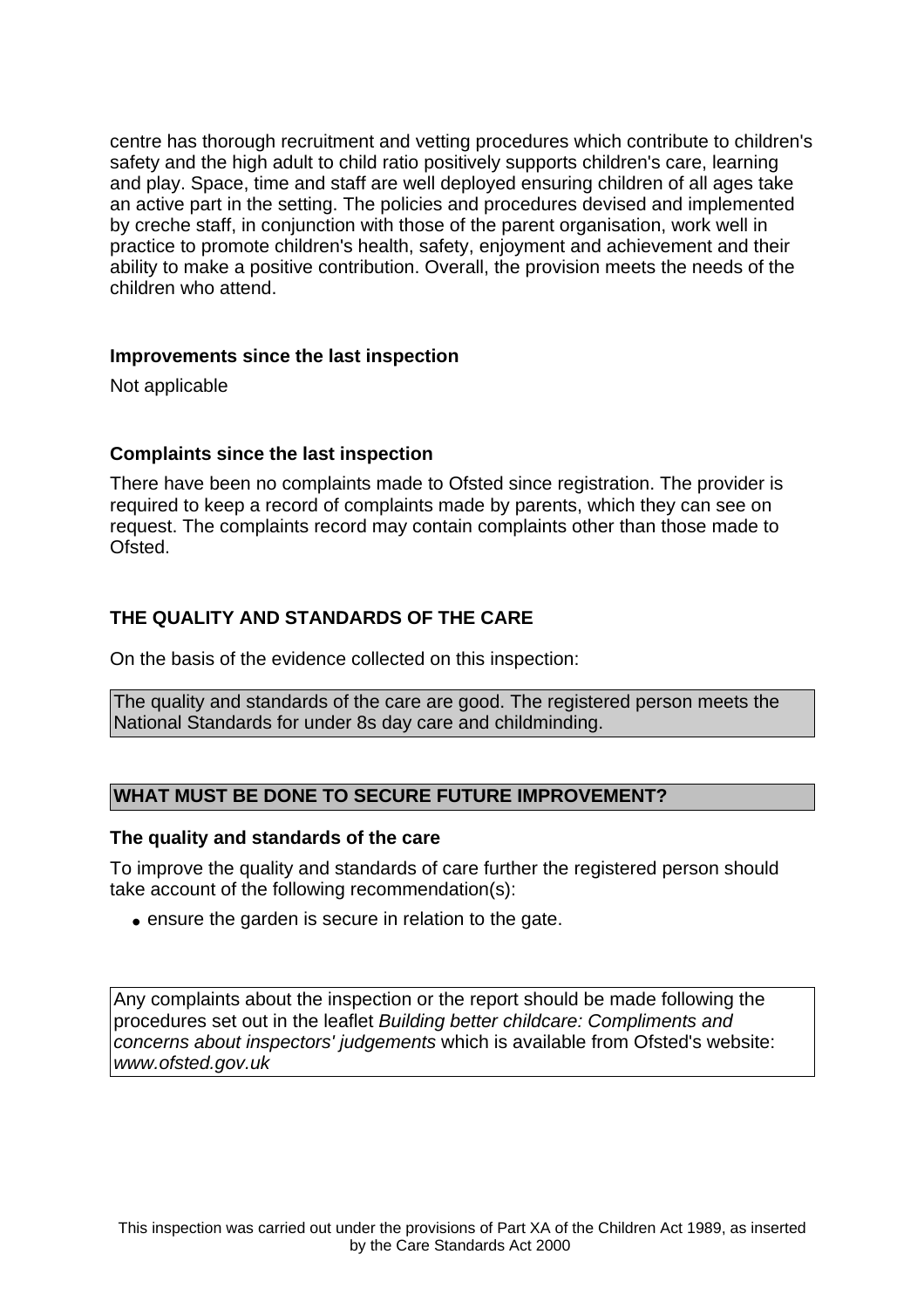centre has thorough recruitment and vetting procedures which contribute to children's safety and the high adult to child ratio positively supports children's care, learning and play. Space, time and staff are well deployed ensuring children of all ages take an active part in the setting. The policies and procedures devised and implemented by creche staff, in conjunction with those of the parent organisation, work well in practice to promote children's health, safety, enjoyment and achievement and their ability to make a positive contribution. Overall, the provision meets the needs of the children who attend.

**Improvements since the last inspection**

Not applicable

**Complaints since the last inspection**

There have been no complaints made to Ofsted since registration. The provider is required to keep a record of complaints made by parents, which they can see on request. The complaints record may contain complaints other than those made to Ofsted.

## THE QUALITY AND STANDARDS OF THE CARE

On the basis of the evidence collected on this inspection:

The quality and standards of the care are good. The registered person meets the National Standards for under 8s day care and childminding.

## WHAT MUST BE DONE TO SECURE FUTURE IMPROVEMENT?

**The quality and standards of the care**

To improve the quality and standards of care further the registered person should take account of the following recommendation(s):

- ensure the garden is secure in relation to the gate.

Any complaints about the inspection or the report should be made following the procedures set out in the leaflet *Building better childcare: Compliments and concerns about inspectors' judgements* which is available from Ofsted's website: *www.ofsted.gov.uk*

This inspection was carried out under the provisions of Part XA of the Children Act 1989, as inserted by the Care Standards Act 2000